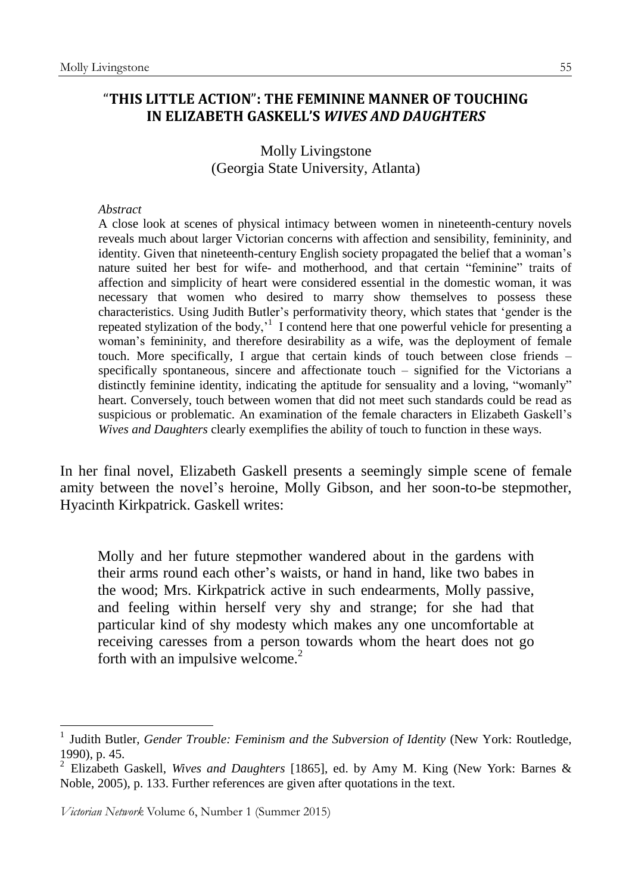# "THIS LITTLE ACTION": THE FEMININE MANNER OF TOUCHING IN ELIZABETH GASKELL'S *WIVES AND DAUGHTERS*

Molly Livingstone
(Georgia State University, Atlanta)

*Abstract*

A close look at scenes of physical intimacy between women in nineteenth-century novels reveals much about larger Victorian concerns with affection and sensibility, femininity, and identity. Given that nineteenth-century English society propagated the belief that a woman's nature suited her best for wife- and motherhood, and that certain "feminine" traits of affection and simplicity of heart were considered essential in the domestic woman, it was necessary that women who desired to marry show themselves to possess these characteristics. Using Judith Butler's performativity theory, which states that 'gender is the repeated stylization of the body,'[1] I contend here that one powerful vehicle for presenting a woman's femininity, and therefore desirability as a wife, was the deployment of female touch. More specifically, I argue that certain kinds of touch between close friends – specifically spontaneous, sincere and affectionate touch – signified for the Victorians a distinctly feminine identity, indicating the aptitude for sensuality and a loving, "womanly" heart. Conversely, touch between women that did not meet such standards could be read as suspicious or problematic. An examination of the female characters in Elizabeth Gaskell's *Wives and Daughters* clearly exemplifies the ability of touch to function in these ways.

In her final novel, Elizabeth Gaskell presents a seemingly simple scene of female amity between the novel's heroine, Molly Gibson, and her soon-to-be stepmother, Hyacinth Kirkpatrick. Gaskell writes:

> Molly and her future stepmother wandered about in the gardens with their arms round each other's waists, or hand in hand, like two babes in the wood; Mrs. Kirkpatrick active in such endearments, Molly passive, and feeling within herself very shy and strange; for she had that particular kind of shy modesty which makes any one uncomfortable at receiving caresses from a person towards whom the heart does not go forth with an impulsive welcome.[2]

---

[1] Judith Butler, *Gender Trouble: Feminism and the Subversion of Identity* (New York: Routledge, 1990), p. 45.

[2] Elizabeth Gaskell, *Wives and Daughters* [1865], ed. by Amy M. King (New York: Barnes & Noble, 2005), p. 133. Further references are given after quotations in the text.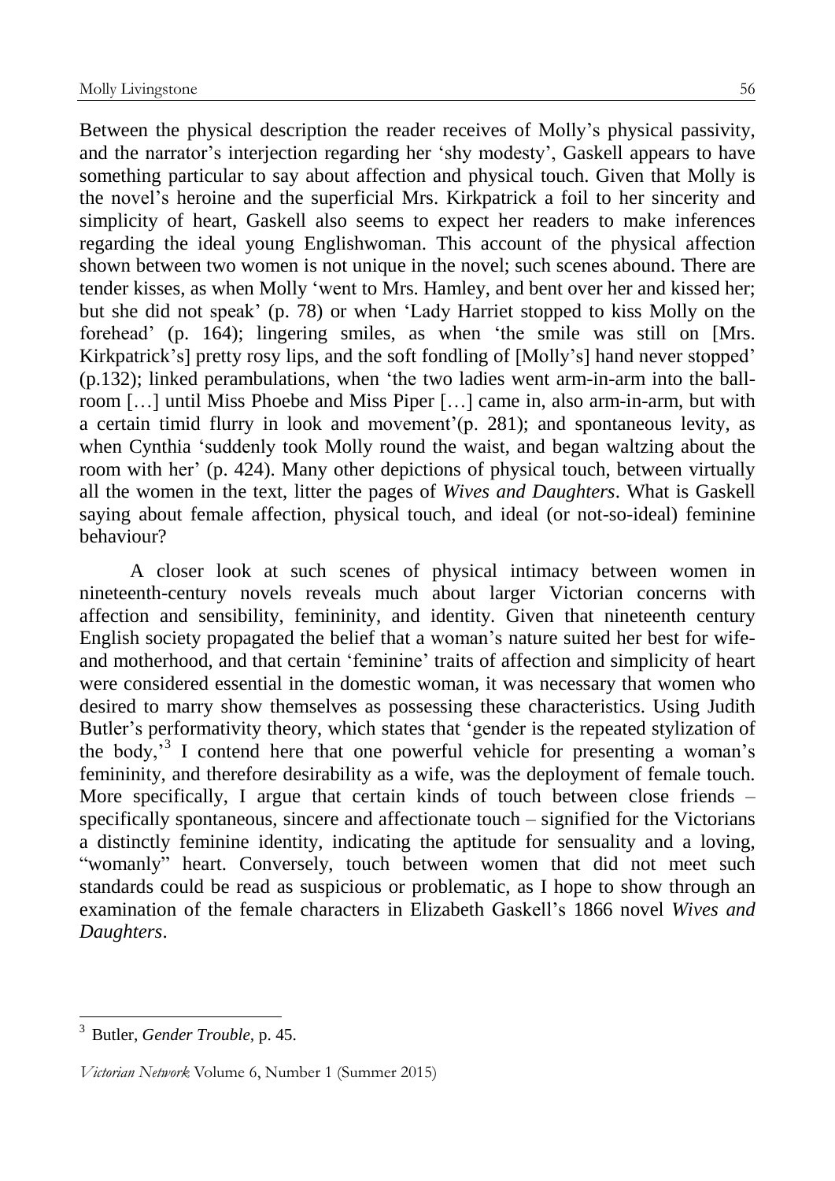Between the physical description the reader receives of Molly's physical passivity, and the narrator's interjection regarding her 'shy modesty', Gaskell appears to have something particular to say about affection and physical touch. Given that Molly is the novel's heroine and the superficial Mrs. Kirkpatrick a foil to her sincerity and simplicity of heart, Gaskell also seems to expect her readers to make inferences regarding the ideal young Englishwoman. This account of the physical affection shown between two women is not unique in the novel; such scenes abound. There are tender kisses, as when Molly 'went to Mrs. Hamley, and bent over her and kissed her; but she did not speak' (p. 78) or when 'Lady Harriet stopped to kiss Molly on the forehead' (p. 164); lingering smiles, as when 'the smile was still on [Mrs. Kirkpatrick's] pretty rosy lips, and the soft fondling of [Molly's] hand never stopped' (p.132); linked perambulations, when 'the two ladies went arm-in-arm into the ball-room […] until Miss Phoebe and Miss Piper […] came in, also arm-in-arm, but with a certain timid flurry in look and movement'(p. 281); and spontaneous levity, as when Cynthia 'suddenly took Molly round the waist, and began waltzing about the room with her' (p. 424). Many other depictions of physical touch, between virtually all the women in the text, litter the pages of *Wives and Daughters*. What is Gaskell saying about female affection, physical touch, and ideal (or not-so-ideal) feminine behaviour?

A closer look at such scenes of physical intimacy between women in nineteenth-century novels reveals much about larger Victorian concerns with affection and sensibility, femininity, and identity. Given that nineteenth century English society propagated the belief that a woman's nature suited her best for wife- and motherhood, and that certain 'feminine' traits of affection and simplicity of heart were considered essential in the domestic woman, it was necessary that women who desired to marry show themselves as possessing these characteristics. Using Judith Butler's performativity theory, which states that 'gender is the repeated stylization of the body,'[3] I contend here that one powerful vehicle for presenting a woman's femininity, and therefore desirability as a wife, was the deployment of female touch. More specifically, I argue that certain kinds of touch between close friends – specifically spontaneous, sincere and affectionate touch – signified for the Victorians a distinctly feminine identity, indicating the aptitude for sensuality and a loving, "womanly" heart. Conversely, touch between women that did not meet such standards could be read as suspicious or problematic, as I hope to show through an examination of the female characters in Elizabeth Gaskell's 1866 novel *Wives and Daughters*.

[3] Butler, *Gender Trouble*, p. 45.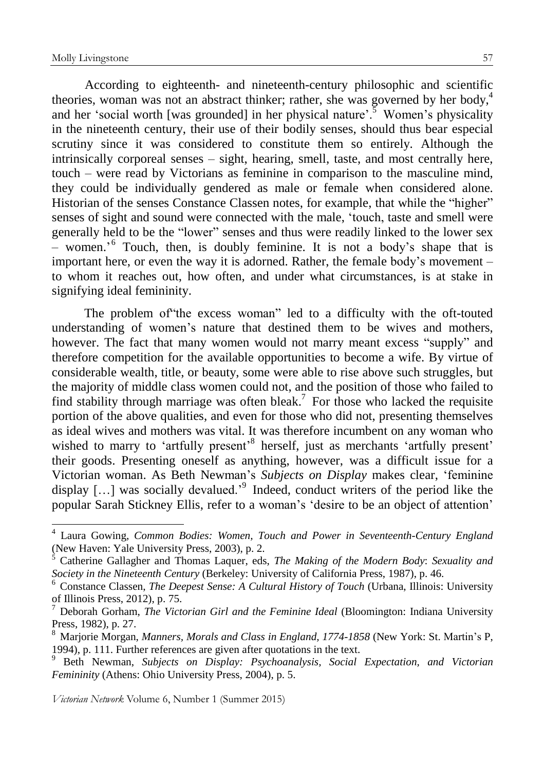According to eighteenth- and nineteenth-century philosophic and scientific theories, woman was not an abstract thinker; rather, she was governed by her body,[4] and her 'social worth [was grounded] in her physical nature'.[5] Women's physicality in the nineteenth century, their use of their bodily senses, should thus bear especial scrutiny since it was considered to constitute them so entirely. Although the intrinsically corporeal senses – sight, hearing, smell, taste, and most centrally here, touch – were read by Victorians as feminine in comparison to the masculine mind, they could be individually gendered as male or female when considered alone. Historian of the senses Constance Classen notes, for example, that while the "higher" senses of sight and sound were connected with the male, 'touch, taste and smell were generally held to be the "lower" senses and thus were readily linked to the lower sex – women.'[6] Touch, then, is doubly feminine. It is not a body's shape that is important here, or even the way it is adorned. Rather, the female body's movement – to whom it reaches out, how often, and under what circumstances, is at stake in signifying ideal femininity.

The problem of"the excess woman" led to a difficulty with the oft-touted understanding of women's nature that destined them to be wives and mothers, however. The fact that many women would not marry meant excess "supply" and therefore competition for the available opportunities to become a wife. By virtue of considerable wealth, title, or beauty, some were able to rise above such struggles, but the majority of middle class women could not, and the position of those who failed to find stability through marriage was often bleak.[7] For those who lacked the requisite portion of the above qualities, and even for those who did not, presenting themselves as ideal wives and mothers was vital. It was therefore incumbent on any woman who wished to marry to 'artfully present'[8] herself, just as merchants 'artfully present' their goods. Presenting oneself as anything, however, was a difficult issue for a Victorian woman. As Beth Newman's *Subjects on Display* makes clear, 'feminine display […] was socially devalued.'[9] Indeed, conduct writers of the period like the popular Sarah Stickney Ellis, refer to a woman's 'desire to be an object of attention'

---

[4] Laura Gowing, *Common Bodies: Women, Touch and Power in Seventeenth-Century England* (New Haven: Yale University Press, 2003), p. 2.

[5] Catherine Gallagher and Thomas Laquer, eds, *The Making of the Modern Body*: *Sexuality and Society in the Nineteenth Century* (Berkeley: University of California Press, 1987), p. 46.

[6] Constance Classen, *The Deepest Sense: A Cultural History of Touch* (Urbana, Illinois: University of Illinois Press, 2012), p. 75.

[7] Deborah Gorham, *The Victorian Girl and the Feminine Ideal* (Bloomington: Indiana University Press, 1982), p. 27.

[8] Marjorie Morgan, *Manners, Morals and Class in England, 1774-1858* (New York: St. Martin's P, 1994), p. 111. Further references are given after quotations in the text.

[9] Beth Newman, *Subjects on Display: Psychoanalysis, Social Expectation, and Victorian Femininity* (Athens: Ohio University Press, 2004), p. 5.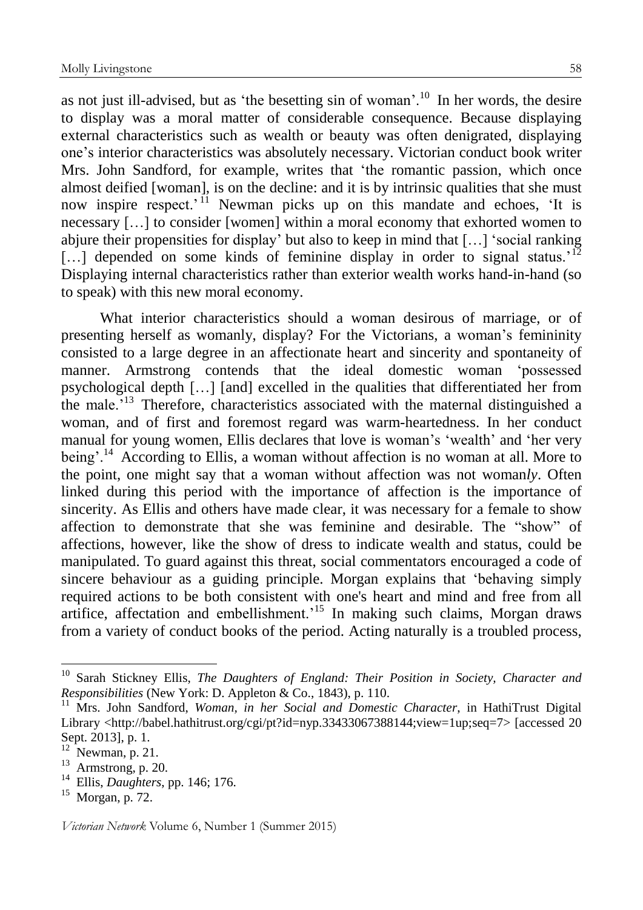as not just ill-advised, but as 'the besetting sin of woman'.[10] In her words, the desire to display was a moral matter of considerable consequence. Because displaying external characteristics such as wealth or beauty was often denigrated, displaying one's interior characteristics was absolutely necessary. Victorian conduct book writer Mrs. John Sandford, for example, writes that 'the romantic passion, which once almost deified [woman], is on the decline: and it is by intrinsic qualities that she must now inspire respect.'[11] Newman picks up on this mandate and echoes, 'It is necessary […] to consider [women] within a moral economy that exhorted women to abjure their propensities for display' but also to keep in mind that […] 'social ranking […] depended on some kinds of feminine display in order to signal status.'[12] Displaying internal characteristics rather than exterior wealth works hand-in-hand (so to speak) with this new moral economy.

What interior characteristics should a woman desirous of marriage, or of presenting herself as womanly, display? For the Victorians, a woman's femininity consisted to a large degree in an affectionate heart and sincerity and spontaneity of manner. Armstrong contends that the ideal domestic woman 'possessed psychological depth […] [and] excelled in the qualities that differentiated her from the male.'[13] Therefore, characteristics associated with the maternal distinguished a woman, and of first and foremost regard was warm-heartedness. In her conduct manual for young women, Ellis declares that love is woman's 'wealth' and 'her very being'.[14] According to Ellis, a woman without affection is no woman at all. More to the point, one might say that a woman without affection was not woman*ly*. Often linked during this period with the importance of affection is the importance of sincerity. As Ellis and others have made clear, it was necessary for a female to show affection to demonstrate that she was feminine and desirable. The "show" of affections, however, like the show of dress to indicate wealth and status, could be manipulated. To guard against this threat, social commentators encouraged a code of sincere behaviour as a guiding principle. Morgan explains that 'behaving simply required actions to be both consistent with one's heart and mind and free from all artifice, affectation and embellishment.'[15] In making such claims, Morgan draws from a variety of conduct books of the period. Acting naturally is a troubled process,

---

[10] Sarah Stickney Ellis, *The Daughters of England: Their Position in Society, Character and Responsibilities* (New York: D. Appleton & Co., 1843), p. 110.

[11] Mrs. John Sandford, *Woman, in her Social and Domestic Character*, in HathiTrust Digital Library <http://babel.hathitrust.org/cgi/pt?id=nyp.33433067388144;view=1up;seq=7> [accessed 20 Sept. 2013], p. 1.

[12] Newman, p. 21.

[13] Armstrong, p. 20.

[14] Ellis, *Daughters*, pp. 146; 176.

[15] Morgan, p. 72.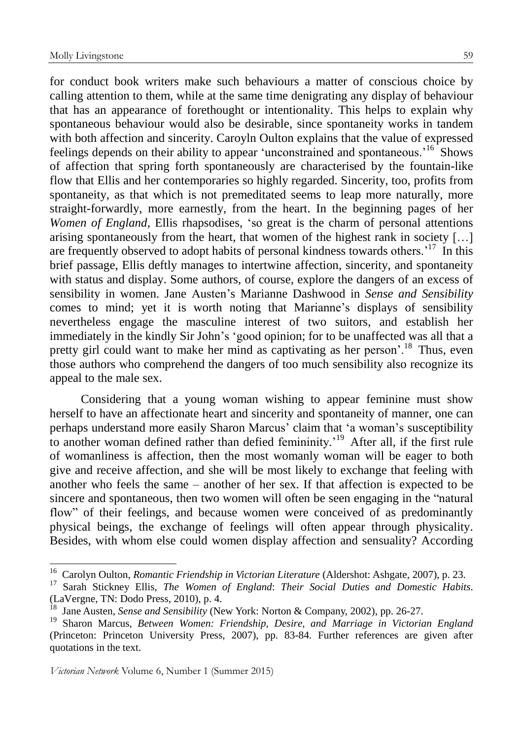for conduct book writers make such behaviours a matter of conscious choice by calling attention to them, while at the same time denigrating any display of behaviour that has an appearance of forethought or intentionality. This helps to explain why spontaneous behaviour would also be desirable, since spontaneity works in tandem with both affection and sincerity. Caroyln Oulton explains that the value of expressed feelings depends on their ability to appear 'unconstrained and spontaneous.'[16] Shows of affection that spring forth spontaneously are characterised by the fountain-like flow that Ellis and her contemporaries so highly regarded. Sincerity, too, profits from spontaneity, as that which is not premeditated seems to leap more naturally, more straight-forwardly, more earnestly, from the heart. In the beginning pages of her *Women of England*, Ellis rhapsodises, 'so great is the charm of personal attentions arising spontaneously from the heart, that women of the highest rank in society […] are frequently observed to adopt habits of personal kindness towards others.'[17] In this brief passage, Ellis deftly manages to intertwine affection, sincerity, and spontaneity with status and display. Some authors, of course, explore the dangers of an excess of sensibility in women. Jane Austen's Marianne Dashwood in *Sense and Sensibility* comes to mind; yet it is worth noting that Marianne's displays of sensibility nevertheless engage the masculine interest of two suitors, and establish her immediately in the kindly Sir John's 'good opinion; for to be unaffected was all that a pretty girl could want to make her mind as captivating as her person'.[18] Thus, even those authors who comprehend the dangers of too much sensibility also recognize its appeal to the male sex.

Considering that a young woman wishing to appear feminine must show herself to have an affectionate heart and sincerity and spontaneity of manner, one can perhaps understand more easily Sharon Marcus' claim that 'a woman's susceptibility to another woman defined rather than defied femininity.'[19] After all, if the first rule of womanliness is affection, then the most womanly woman will be eager to both give and receive affection, and she will be most likely to exchange that feeling with another who feels the same – another of her sex. If that affection is expected to be sincere and spontaneous, then two women will often be seen engaging in the "natural flow" of their feelings, and because women were conceived of as predominantly physical beings, the exchange of feelings will often appear through physicality. Besides, with whom else could women display affection and sensuality? According

---

[16] Carolyn Oulton, *Romantic Friendship in Victorian Literature* (Aldershot: Ashgate, 2007), p. 23.

[17] Sarah Stickney Ellis, *The Women of England*: *Their Social Duties and Domestic Habits*. (LaVergne, TN: Dodo Press, 2010), p. 4.

[18] Jane Austen, *Sense and Sensibility* (New York: Norton & Company, 2002), pp. 26-27.

[19] Sharon Marcus, *Between Women: Friendship, Desire, and Marriage in Victorian England* (Princeton: Princeton University Press, 2007), pp. 83-84. Further references are given after quotations in the text.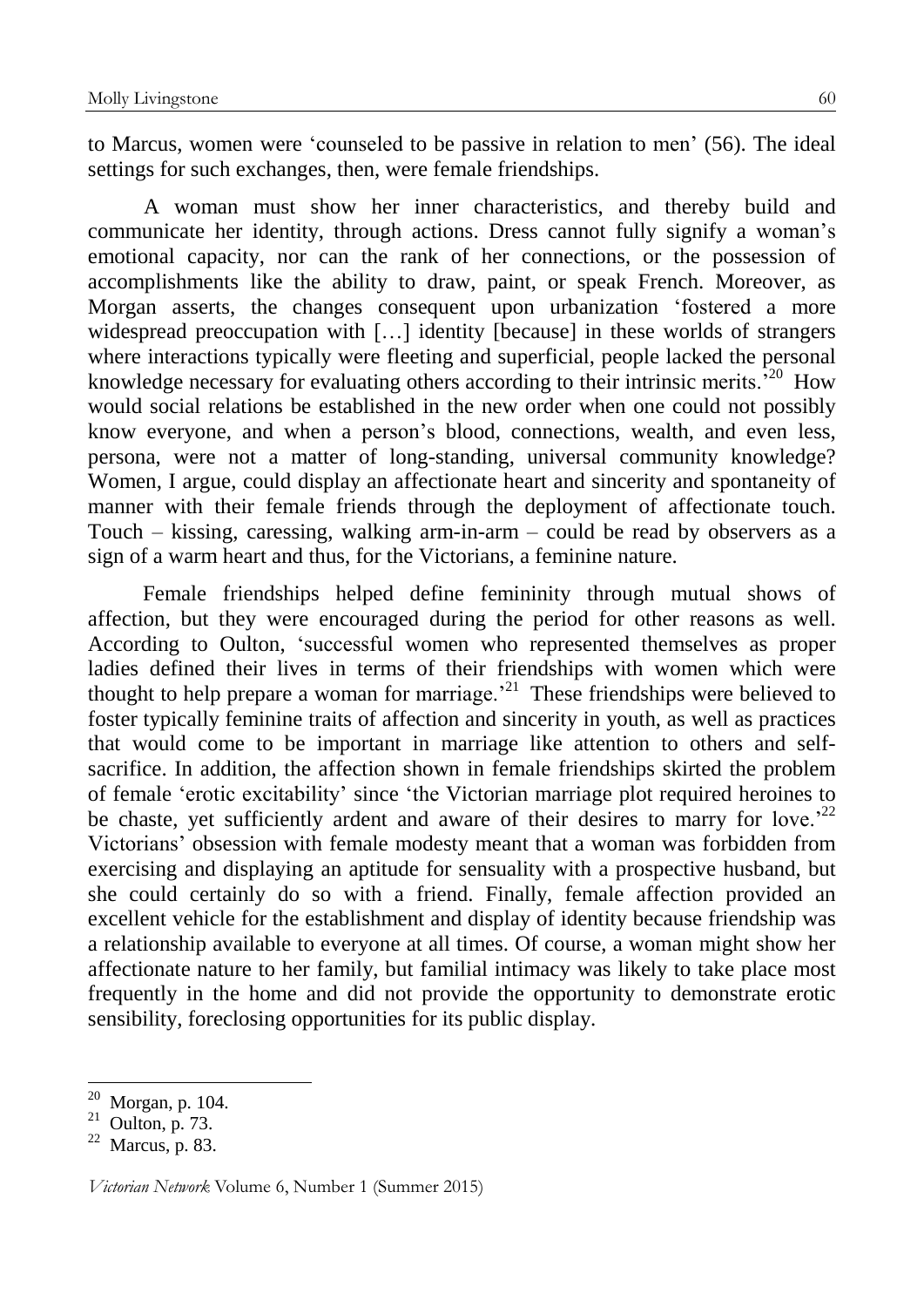to Marcus, women were 'counseled to be passive in relation to men' (56). The ideal settings for such exchanges, then, were female friendships.

A woman must show her inner characteristics, and thereby build and communicate her identity, through actions. Dress cannot fully signify a woman's emotional capacity, nor can the rank of her connections, or the possession of accomplishments like the ability to draw, paint, or speak French. Moreover, as Morgan asserts, the changes consequent upon urbanization 'fostered a more widespread preoccupation with […] identity [because] in these worlds of strangers where interactions typically were fleeting and superficial, people lacked the personal knowledge necessary for evaluating others according to their intrinsic merits.'[20] How would social relations be established in the new order when one could not possibly know everyone, and when a person's blood, connections, wealth, and even less, persona, were not a matter of long-standing, universal community knowledge? Women, I argue, could display an affectionate heart and sincerity and spontaneity of manner with their female friends through the deployment of affectionate touch. Touch – kissing, caressing, walking arm-in-arm – could be read by observers as a sign of a warm heart and thus, for the Victorians, a feminine nature.

Female friendships helped define femininity through mutual shows of affection, but they were encouraged during the period for other reasons as well. According to Oulton, 'successful women who represented themselves as proper ladies defined their lives in terms of their friendships with women which were thought to help prepare a woman for marriage.'[21] These friendships were believed to foster typically feminine traits of affection and sincerity in youth, as well as practices that would come to be important in marriage like attention to others and self-sacrifice. In addition, the affection shown in female friendships skirted the problem of female 'erotic excitability' since 'the Victorian marriage plot required heroines to be chaste, yet sufficiently ardent and aware of their desires to marry for love.'[22] Victorians' obsession with female modesty meant that a woman was forbidden from exercising and displaying an aptitude for sensuality with a prospective husband, but she could certainly do so with a friend. Finally, female affection provided an excellent vehicle for the establishment and display of identity because friendship was a relationship available to everyone at all times. Of course, a woman might show her affectionate nature to her family, but familial intimacy was likely to take place most frequently in the home and did not provide the opportunity to demonstrate erotic sensibility, foreclosing opportunities for its public display.

---

[20] Morgan, p. 104.

[21] Oulton, p. 73.

[22] Marcus, p. 83.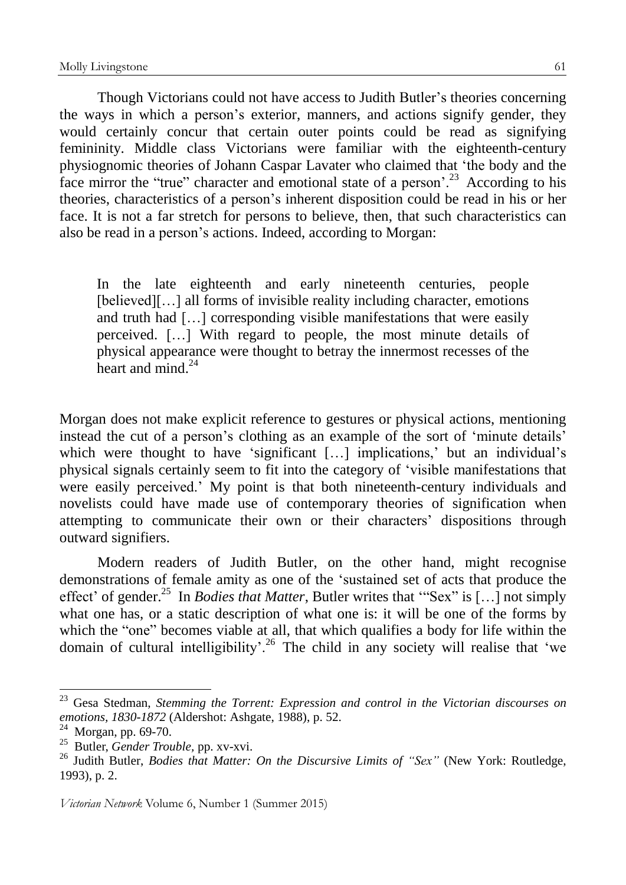Though Victorians could not have access to Judith Butler's theories concerning the ways in which a person's exterior, manners, and actions signify gender, they would certainly concur that certain outer points could be read as signifying femininity. Middle class Victorians were familiar with the eighteenth-century physiognomic theories of Johann Caspar Lavater who claimed that 'the body and the face mirror the "true" character and emotional state of a person'.[23] According to his theories, characteristics of a person's inherent disposition could be read in his or her face. It is not a far stretch for persons to believe, then, that such characteristics can also be read in a person's actions. Indeed, according to Morgan:

> In the late eighteenth and early nineteenth centuries, people [believed][…] all forms of invisible reality including character, emotions and truth had […] corresponding visible manifestations that were easily perceived. […] With regard to people, the most minute details of physical appearance were thought to betray the innermost recesses of the heart and mind.[24]

Morgan does not make explicit reference to gestures or physical actions, mentioning instead the cut of a person's clothing as an example of the sort of 'minute details' which were thought to have 'significant […] implications,' but an individual's physical signals certainly seem to fit into the category of 'visible manifestations that were easily perceived.' My point is that both nineteenth-century individuals and novelists could have made use of contemporary theories of signification when attempting to communicate their own or their characters' dispositions through outward signifiers.

Modern readers of Judith Butler, on the other hand, might recognise demonstrations of female amity as one of the 'sustained set of acts that produce the effect' of gender.[25] In *Bodies that Matter*, Butler writes that '"Sex" is […] not simply what one has, or a static description of what one is: it will be one of the forms by which the "one" becomes viable at all, that which qualifies a body for life within the domain of cultural intelligibility'.[26] The child in any society will realise that 'we

---

[23] Gesa Stedman, *Stemming the Torrent: Expression and control in the Victorian discourses on emotions, 1830-1872* (Aldershot: Ashgate, 1988), p. 52.

[24] Morgan, pp. 69-70.

[25] Butler, *Gender Trouble*, pp. xv-xvi.

[26] Judith Butler, *Bodies that Matter: On the Discursive Limits of "Sex"* (New York: Routledge, 1993), p. 2.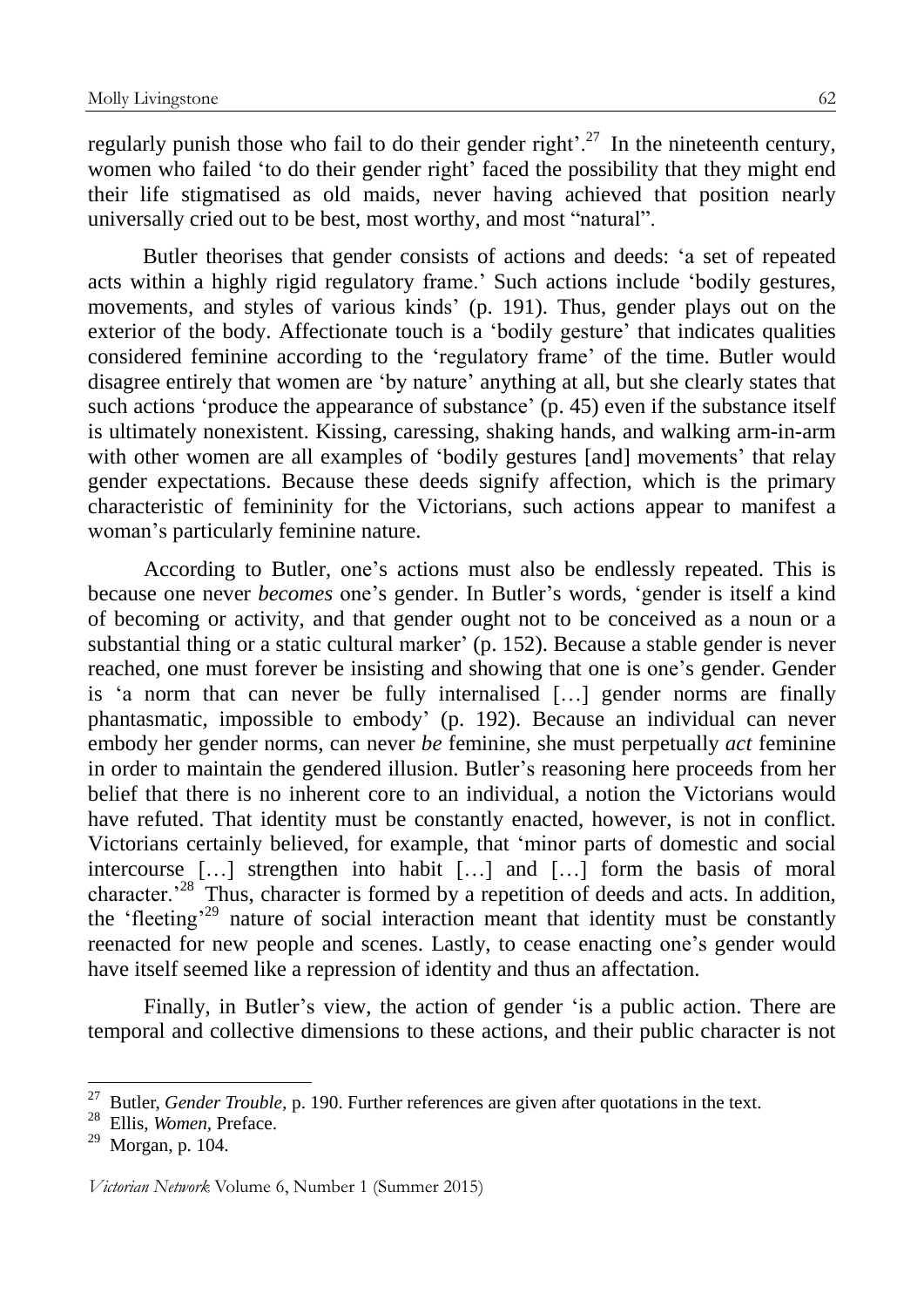regularly punish those who fail to do their gender right'.[27] In the nineteenth century, women who failed 'to do their gender right' faced the possibility that they might end their life stigmatised as old maids, never having achieved that position nearly universally cried out to be best, most worthy, and most "natural".

Butler theorises that gender consists of actions and deeds: 'a set of repeated acts within a highly rigid regulatory frame.' Such actions include 'bodily gestures, movements, and styles of various kinds' (p. 191). Thus, gender plays out on the exterior of the body. Affectionate touch is a 'bodily gesture' that indicates qualities considered feminine according to the 'regulatory frame' of the time. Butler would disagree entirely that women are 'by nature' anything at all, but she clearly states that such actions 'produce the appearance of substance' (p. 45) even if the substance itself is ultimately nonexistent. Kissing, caressing, shaking hands, and walking arm-in-arm with other women are all examples of 'bodily gestures [and] movements' that relay gender expectations. Because these deeds signify affection, which is the primary characteristic of femininity for the Victorians, such actions appear to manifest a woman's particularly feminine nature.

According to Butler, one's actions must also be endlessly repeated. This is because one never *becomes* one's gender. In Butler's words, 'gender is itself a kind of becoming or activity, and that gender ought not to be conceived as a noun or a substantial thing or a static cultural marker' (p. 152). Because a stable gender is never reached, one must forever be insisting and showing that one is one's gender. Gender is 'a norm that can never be fully internalised […] gender norms are finally phantasmatic, impossible to embody' (p. 192). Because an individual can never embody her gender norms, can never *be* feminine, she must perpetually *act* feminine in order to maintain the gendered illusion. Butler's reasoning here proceeds from her belief that there is no inherent core to an individual, a notion the Victorians would have refuted. That identity must be constantly enacted, however, is not in conflict. Victorians certainly believed, for example, that 'minor parts of domestic and social intercourse […] strengthen into habit […] and […] form the basis of moral character.'[28] Thus, character is formed by a repetition of deeds and acts. In addition, the 'fleeting'[29] nature of social interaction meant that identity must be constantly reenacted for new people and scenes. Lastly, to cease enacting one's gender would have itself seemed like a repression of identity and thus an affectation.

Finally, in Butler's view, the action of gender 'is a public action. There are temporal and collective dimensions to these actions, and their public character is not

---

[27] Butler, *Gender Trouble*, p. 190. Further references are given after quotations in the text.

[28] Ellis, *Women*, Preface.

[29] Morgan, p. 104.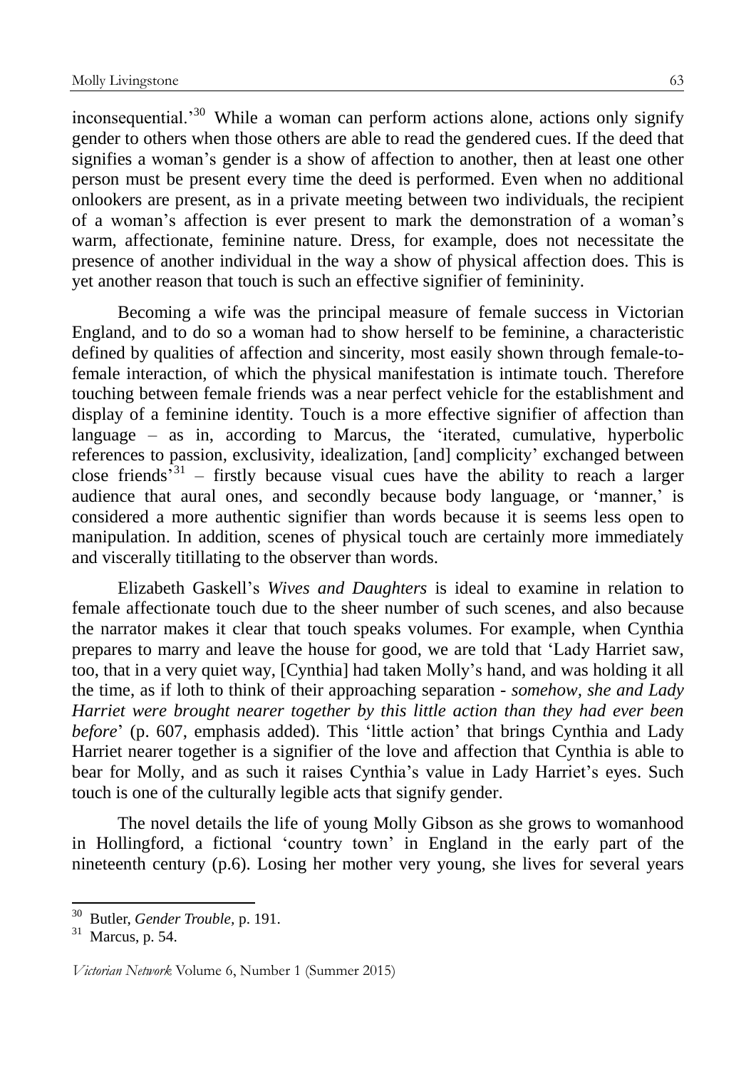inconsequential.'[30] While a woman can perform actions alone, actions only signify gender to others when those others are able to read the gendered cues. If the deed that signifies a woman's gender is a show of affection to another, then at least one other person must be present every time the deed is performed. Even when no additional onlookers are present, as in a private meeting between two individuals, the recipient of a woman's affection is ever present to mark the demonstration of a woman's warm, affectionate, feminine nature. Dress, for example, does not necessitate the presence of another individual in the way a show of physical affection does. This is yet another reason that touch is such an effective signifier of femininity.

Becoming a wife was the principal measure of female success in Victorian England, and to do so a woman had to show herself to be feminine, a characteristic defined by qualities of affection and sincerity, most easily shown through female-to-female interaction, of which the physical manifestation is intimate touch. Therefore touching between female friends was a near perfect vehicle for the establishment and display of a feminine identity. Touch is a more effective signifier of affection than language – as in, according to Marcus, the 'iterated, cumulative, hyperbolic references to passion, exclusivity, idealization, [and] complicity' exchanged between close friends'[31] – firstly because visual cues have the ability to reach a larger audience that aural ones, and secondly because body language, or 'manner,' is considered a more authentic signifier than words because it is seems less open to manipulation. In addition, scenes of physical touch are certainly more immediately and viscerally titillating to the observer than words.

Elizabeth Gaskell's *Wives and Daughters* is ideal to examine in relation to female affectionate touch due to the sheer number of such scenes, and also because the narrator makes it clear that touch speaks volumes. For example, when Cynthia prepares to marry and leave the house for good, we are told that 'Lady Harriet saw, too, that in a very quiet way, [Cynthia] had taken Molly's hand, and was holding it all the time, as if loth to think of their approaching separation - *somehow, she and Lady Harriet were brought nearer together by this little action than they had ever been before*' (p. 607, emphasis added). This 'little action' that brings Cynthia and Lady Harriet nearer together is a signifier of the love and affection that Cynthia is able to bear for Molly, and as such it raises Cynthia's value in Lady Harriet's eyes. Such touch is one of the culturally legible acts that signify gender.

The novel details the life of young Molly Gibson as she grows to womanhood in Hollingford, a fictional 'country town' in England in the early part of the nineteenth century (p.6). Losing her mother very young, she lives for several years

---

[30] Butler, *Gender Trouble,* p. 191.

[31] Marcus, p. 54.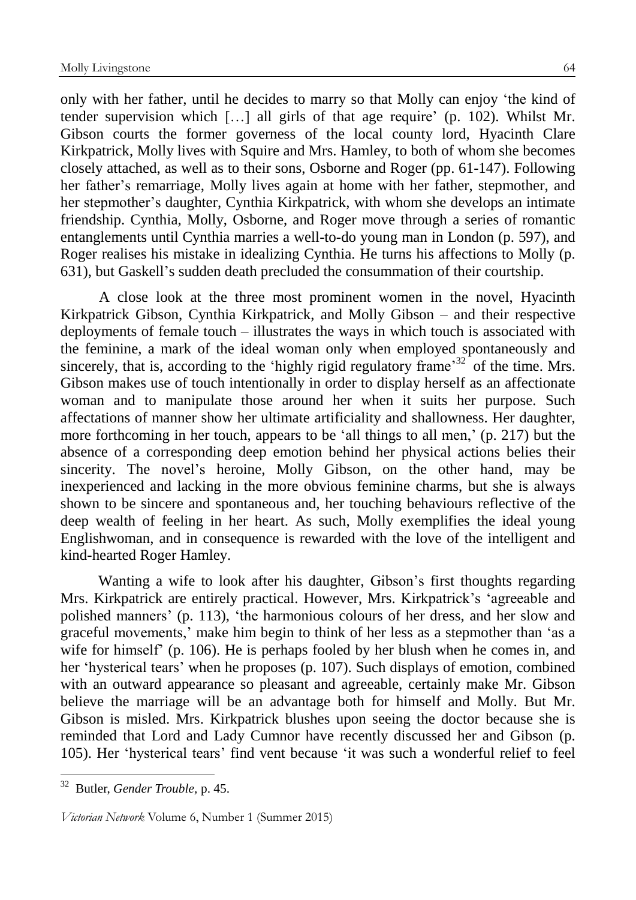only with her father, until he decides to marry so that Molly can enjoy 'the kind of tender supervision which […] all girls of that age require' (p. 102). Whilst Mr. Gibson courts the former governess of the local county lord, Hyacinth Clare Kirkpatrick, Molly lives with Squire and Mrs. Hamley, to both of whom she becomes closely attached, as well as to their sons, Osborne and Roger (pp. 61-147). Following her father's remarriage, Molly lives again at home with her father, stepmother, and her stepmother's daughter, Cynthia Kirkpatrick, with whom she develops an intimate friendship. Cynthia, Molly, Osborne, and Roger move through a series of romantic entanglements until Cynthia marries a well-to-do young man in London (p. 597), and Roger realises his mistake in idealizing Cynthia. He turns his affections to Molly (p. 631), but Gaskell's sudden death precluded the consummation of their courtship.

A close look at the three most prominent women in the novel, Hyacinth Kirkpatrick Gibson, Cynthia Kirkpatrick, and Molly Gibson – and their respective deployments of female touch – illustrates the ways in which touch is associated with the feminine, a mark of the ideal woman only when employed spontaneously and sincerely, that is, according to the 'highly rigid regulatory frame'[32] of the time. Mrs. Gibson makes use of touch intentionally in order to display herself as an affectionate woman and to manipulate those around her when it suits her purpose. Such affectations of manner show her ultimate artificiality and shallowness. Her daughter, more forthcoming in her touch, appears to be 'all things to all men,' (p. 217) but the absence of a corresponding deep emotion behind her physical actions belies their sincerity. The novel's heroine, Molly Gibson, on the other hand, may be inexperienced and lacking in the more obvious feminine charms, but she is always shown to be sincere and spontaneous and, her touching behaviours reflective of the deep wealth of feeling in her heart. As such, Molly exemplifies the ideal young Englishwoman, and in consequence is rewarded with the love of the intelligent and kind-hearted Roger Hamley.

Wanting a wife to look after his daughter, Gibson's first thoughts regarding Mrs. Kirkpatrick are entirely practical. However, Mrs. Kirkpatrick's 'agreeable and polished manners' (p. 113), 'the harmonious colours of her dress, and her slow and graceful movements,' make him begin to think of her less as a stepmother than 'as a wife for himself' (p. 106). He is perhaps fooled by her blush when he comes in, and her 'hysterical tears' when he proposes (p. 107). Such displays of emotion, combined with an outward appearance so pleasant and agreeable, certainly make Mr. Gibson believe the marriage will be an advantage both for himself and Molly. But Mr. Gibson is misled. Mrs. Kirkpatrick blushes upon seeing the doctor because she is reminded that Lord and Lady Cumnor have recently discussed her and Gibson (p. 105). Her 'hysterical tears' find vent because 'it was such a wonderful relief to feel

[32] Butler, *Gender Trouble,* p. 45.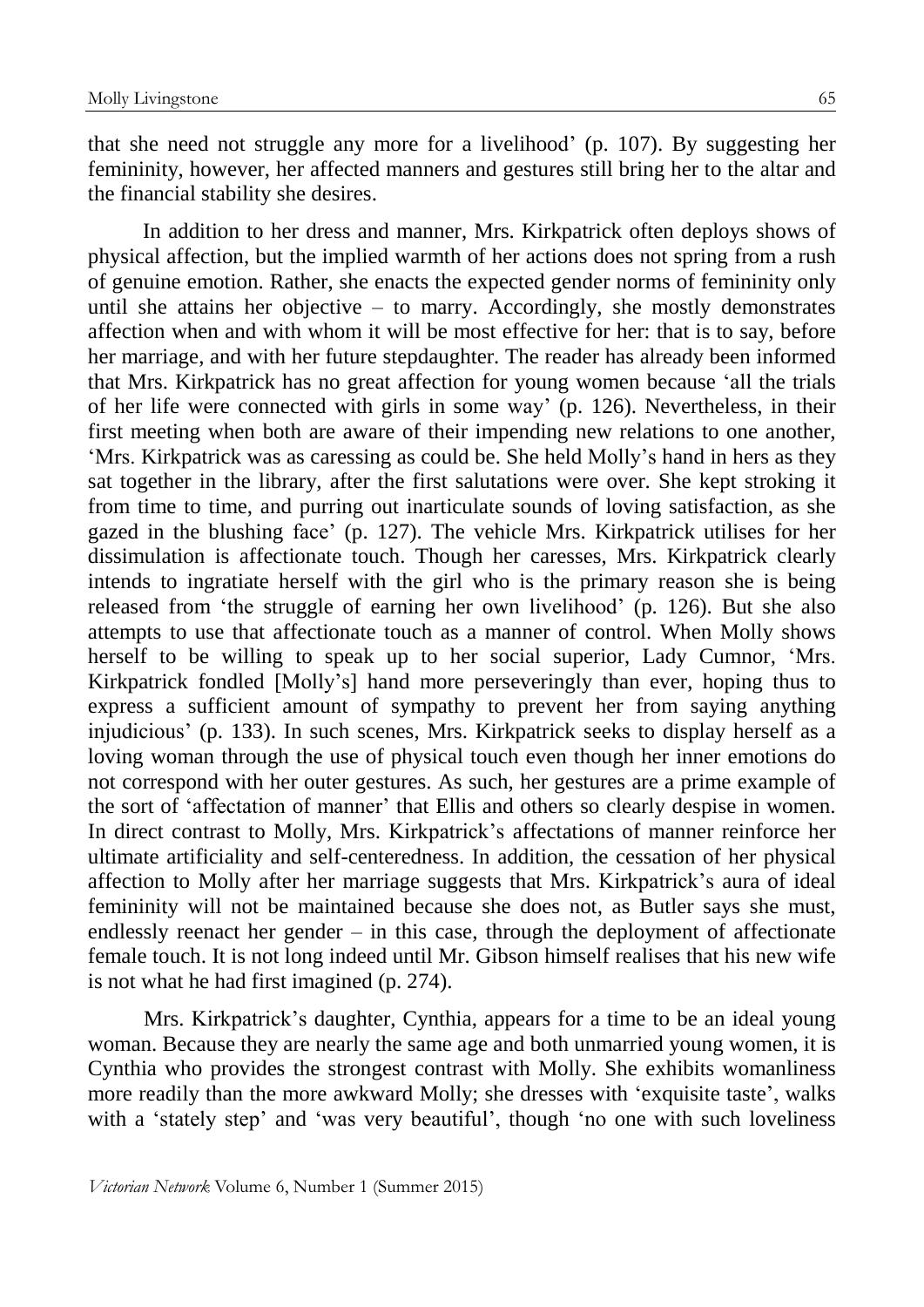that she need not struggle any more for a livelihood' (p. 107). By suggesting her femininity, however, her affected manners and gestures still bring her to the altar and the financial stability she desires.

In addition to her dress and manner, Mrs. Kirkpatrick often deploys shows of physical affection, but the implied warmth of her actions does not spring from a rush of genuine emotion. Rather, she enacts the expected gender norms of femininity only until she attains her objective – to marry. Accordingly, she mostly demonstrates affection when and with whom it will be most effective for her: that is to say, before her marriage, and with her future stepdaughter. The reader has already been informed that Mrs. Kirkpatrick has no great affection for young women because 'all the trials of her life were connected with girls in some way' (p. 126). Nevertheless, in their first meeting when both are aware of their impending new relations to one another, 'Mrs. Kirkpatrick was as caressing as could be. She held Molly's hand in hers as they sat together in the library, after the first salutations were over. She kept stroking it from time to time, and purring out inarticulate sounds of loving satisfaction, as she gazed in the blushing face' (p. 127). The vehicle Mrs. Kirkpatrick utilises for her dissimulation is affectionate touch. Though her caresses, Mrs. Kirkpatrick clearly intends to ingratiate herself with the girl who is the primary reason she is being released from 'the struggle of earning her own livelihood' (p. 126). But she also attempts to use that affectionate touch as a manner of control. When Molly shows herself to be willing to speak up to her social superior, Lady Cumnor, 'Mrs. Kirkpatrick fondled [Molly's] hand more perseveringly than ever, hoping thus to express a sufficient amount of sympathy to prevent her from saying anything injudicious' (p. 133). In such scenes, Mrs. Kirkpatrick seeks to display herself as a loving woman through the use of physical touch even though her inner emotions do not correspond with her outer gestures. As such, her gestures are a prime example of the sort of 'affectation of manner' that Ellis and others so clearly despise in women. In direct contrast to Molly, Mrs. Kirkpatrick's affectations of manner reinforce her ultimate artificiality and self-centeredness. In addition, the cessation of her physical affection to Molly after her marriage suggests that Mrs. Kirkpatrick's aura of ideal femininity will not be maintained because she does not, as Butler says she must, endlessly reenact her gender – in this case, through the deployment of affectionate female touch. It is not long indeed until Mr. Gibson himself realises that his new wife is not what he had first imagined (p. 274).

Mrs. Kirkpatrick's daughter, Cynthia, appears for a time to be an ideal young woman. Because they are nearly the same age and both unmarried young women, it is Cynthia who provides the strongest contrast with Molly. She exhibits womanliness more readily than the more awkward Molly; she dresses with 'exquisite taste', walks with a 'stately step' and 'was very beautiful', though 'no one with such loveliness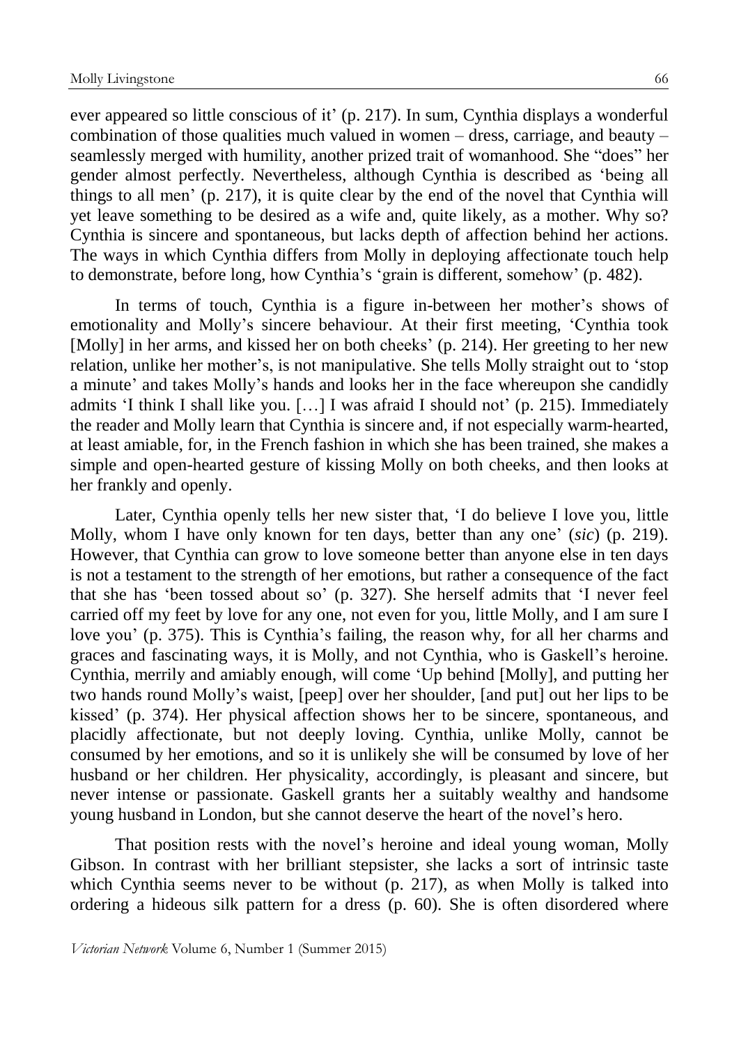ever appeared so little conscious of it' (p. 217). In sum, Cynthia displays a wonderful combination of those qualities much valued in women – dress, carriage, and beauty – seamlessly merged with humility, another prized trait of womanhood. She "does" her gender almost perfectly. Nevertheless, although Cynthia is described as 'being all things to all men' (p. 217), it is quite clear by the end of the novel that Cynthia will yet leave something to be desired as a wife and, quite likely, as a mother. Why so? Cynthia is sincere and spontaneous, but lacks depth of affection behind her actions. The ways in which Cynthia differs from Molly in deploying affectionate touch help to demonstrate, before long, how Cynthia's 'grain is different, somehow' (p. 482).

In terms of touch, Cynthia is a figure in-between her mother's shows of emotionality and Molly's sincere behaviour. At their first meeting, 'Cynthia took [Molly] in her arms, and kissed her on both cheeks' (p. 214). Her greeting to her new relation, unlike her mother's, is not manipulative. She tells Molly straight out to 'stop a minute' and takes Molly's hands and looks her in the face whereupon she candidly admits 'I think I shall like you. […] I was afraid I should not' (p. 215). Immediately the reader and Molly learn that Cynthia is sincere and, if not especially warm-hearted, at least amiable, for, in the French fashion in which she has been trained, she makes a simple and open-hearted gesture of kissing Molly on both cheeks, and then looks at her frankly and openly.

Later, Cynthia openly tells her new sister that, 'I do believe I love you, little Molly, whom I have only known for ten days, better than any one' (*sic*) (p. 219). However, that Cynthia can grow to love someone better than anyone else in ten days is not a testament to the strength of her emotions, but rather a consequence of the fact that she has 'been tossed about so' (p. 327). She herself admits that 'I never feel carried off my feet by love for any one, not even for you, little Molly, and I am sure I love you' (p. 375). This is Cynthia's failing, the reason why, for all her charms and graces and fascinating ways, it is Molly, and not Cynthia, who is Gaskell's heroine. Cynthia, merrily and amiably enough, will come 'Up behind [Molly], and putting her two hands round Molly's waist, [peep] over her shoulder, [and put] out her lips to be kissed' (p. 374). Her physical affection shows her to be sincere, spontaneous, and placidly affectionate, but not deeply loving. Cynthia, unlike Molly, cannot be consumed by her emotions, and so it is unlikely she will be consumed by love of her husband or her children. Her physicality, accordingly, is pleasant and sincere, but never intense or passionate. Gaskell grants her a suitably wealthy and handsome young husband in London, but she cannot deserve the heart of the novel's hero.

That position rests with the novel's heroine and ideal young woman, Molly Gibson. In contrast with her brilliant stepsister, she lacks a sort of intrinsic taste which Cynthia seems never to be without (p. 217), as when Molly is talked into ordering a hideous silk pattern for a dress (p. 60). She is often disordered where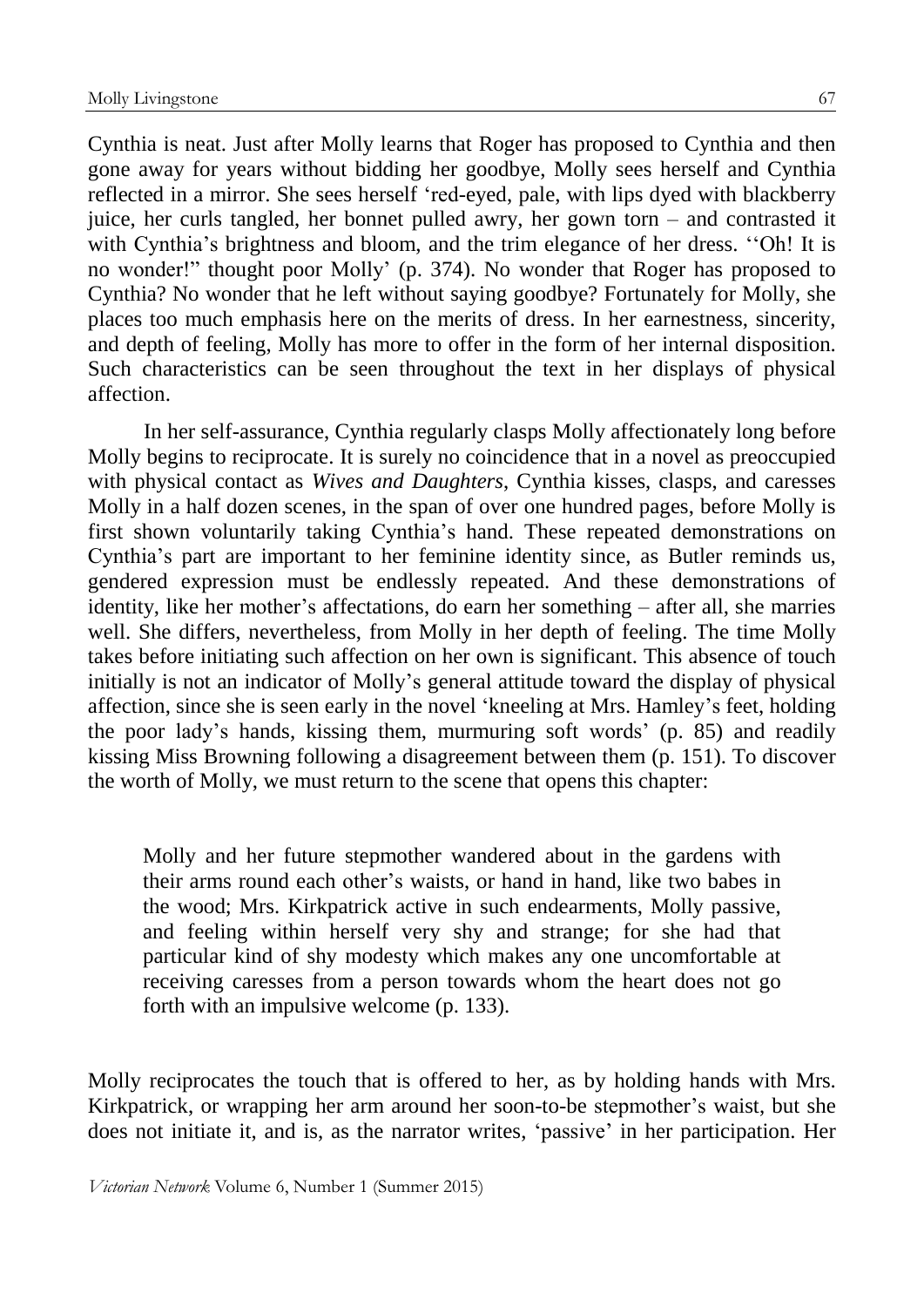Cynthia is neat. Just after Molly learns that Roger has proposed to Cynthia and then gone away for years without bidding her goodbye, Molly sees herself and Cynthia reflected in a mirror. She sees herself 'red-eyed, pale, with lips dyed with blackberry juice, her curls tangled, her bonnet pulled awry, her gown torn – and contrasted it with Cynthia's brightness and bloom, and the trim elegance of her dress. ''Oh! It is no wonder!" thought poor Molly' (p. 374). No wonder that Roger has proposed to Cynthia? No wonder that he left without saying goodbye? Fortunately for Molly, she places too much emphasis here on the merits of dress. In her earnestness, sincerity, and depth of feeling, Molly has more to offer in the form of her internal disposition. Such characteristics can be seen throughout the text in her displays of physical affection.

In her self-assurance, Cynthia regularly clasps Molly affectionately long before Molly begins to reciprocate. It is surely no coincidence that in a novel as preoccupied with physical contact as *Wives and Daughters*, Cynthia kisses, clasps, and caresses Molly in a half dozen scenes, in the span of over one hundred pages, before Molly is first shown voluntarily taking Cynthia's hand. These repeated demonstrations on Cynthia's part are important to her feminine identity since, as Butler reminds us, gendered expression must be endlessly repeated. And these demonstrations of identity, like her mother's affectations, do earn her something – after all, she marries well. She differs, nevertheless, from Molly in her depth of feeling. The time Molly takes before initiating such affection on her own is significant. This absence of touch initially is not an indicator of Molly's general attitude toward the display of physical affection, since she is seen early in the novel 'kneeling at Mrs. Hamley's feet, holding the poor lady's hands, kissing them, murmuring soft words' (p. 85) and readily kissing Miss Browning following a disagreement between them (p. 151). To discover the worth of Molly, we must return to the scene that opens this chapter:

> Molly and her future stepmother wandered about in the gardens with their arms round each other's waists, or hand in hand, like two babes in the wood; Mrs. Kirkpatrick active in such endearments, Molly passive, and feeling within herself very shy and strange; for she had that particular kind of shy modesty which makes any one uncomfortable at receiving caresses from a person towards whom the heart does not go forth with an impulsive welcome (p. 133).

Molly reciprocates the touch that is offered to her, as by holding hands with Mrs. Kirkpatrick, or wrapping her arm around her soon-to-be stepmother's waist, but she does not initiate it, and is, as the narrator writes, 'passive' in her participation. Her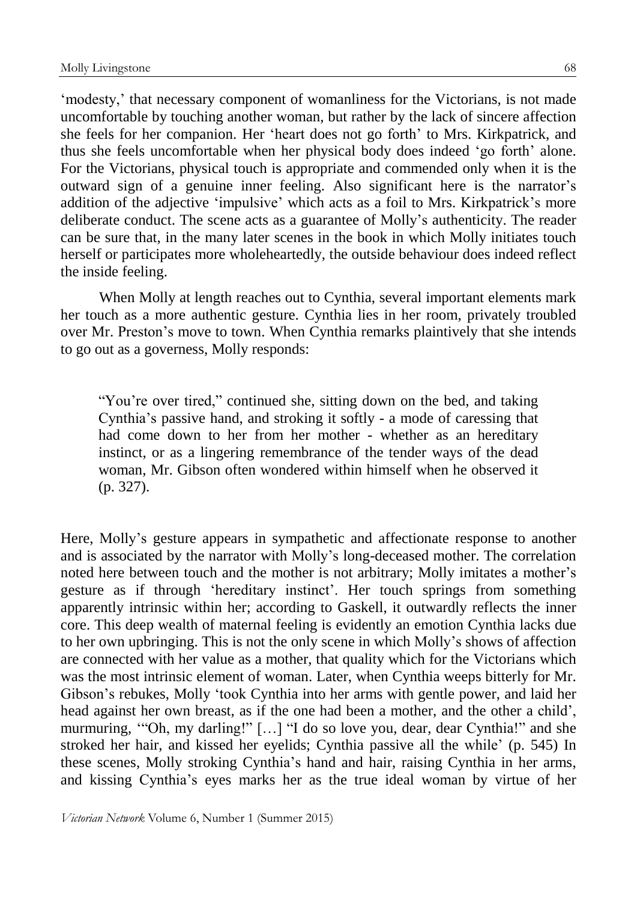'modesty,' that necessary component of womanliness for the Victorians, is not made uncomfortable by touching another woman, but rather by the lack of sincere affection she feels for her companion. Her 'heart does not go forth' to Mrs. Kirkpatrick, and thus she feels uncomfortable when her physical body does indeed 'go forth' alone. For the Victorians, physical touch is appropriate and commended only when it is the outward sign of a genuine inner feeling. Also significant here is the narrator's addition of the adjective 'impulsive' which acts as a foil to Mrs. Kirkpatrick's more deliberate conduct. The scene acts as a guarantee of Molly's authenticity. The reader can be sure that, in the many later scenes in the book in which Molly initiates touch herself or participates more wholeheartedly, the outside behaviour does indeed reflect the inside feeling.

When Molly at length reaches out to Cynthia, several important elements mark her touch as a more authentic gesture. Cynthia lies in her room, privately troubled over Mr. Preston's move to town. When Cynthia remarks plaintively that she intends to go out as a governess, Molly responds:

> "You're over tired," continued she, sitting down on the bed, and taking Cynthia's passive hand, and stroking it softly - a mode of caressing that had come down to her from her mother - whether as an hereditary instinct, or as a lingering remembrance of the tender ways of the dead woman, Mr. Gibson often wondered within himself when he observed it (p. 327).

Here, Molly's gesture appears in sympathetic and affectionate response to another and is associated by the narrator with Molly's long-deceased mother. The correlation noted here between touch and the mother is not arbitrary; Molly imitates a mother's gesture as if through 'hereditary instinct'. Her touch springs from something apparently intrinsic within her; according to Gaskell, it outwardly reflects the inner core. This deep wealth of maternal feeling is evidently an emotion Cynthia lacks due to her own upbringing. This is not the only scene in which Molly's shows of affection are connected with her value as a mother, that quality which for the Victorians which was the most intrinsic element of woman. Later, when Cynthia weeps bitterly for Mr. Gibson's rebukes, Molly 'took Cynthia into her arms with gentle power, and laid her head against her own breast, as if the one had been a mother, and the other a child', murmuring, '"Oh, my darling!" […] "I do so love you, dear, dear Cynthia!" and she stroked her hair, and kissed her eyelids; Cynthia passive all the while' (p. 545) In these scenes, Molly stroking Cynthia's hand and hair, raising Cynthia in her arms, and kissing Cynthia's eyes marks her as the true ideal woman by virtue of her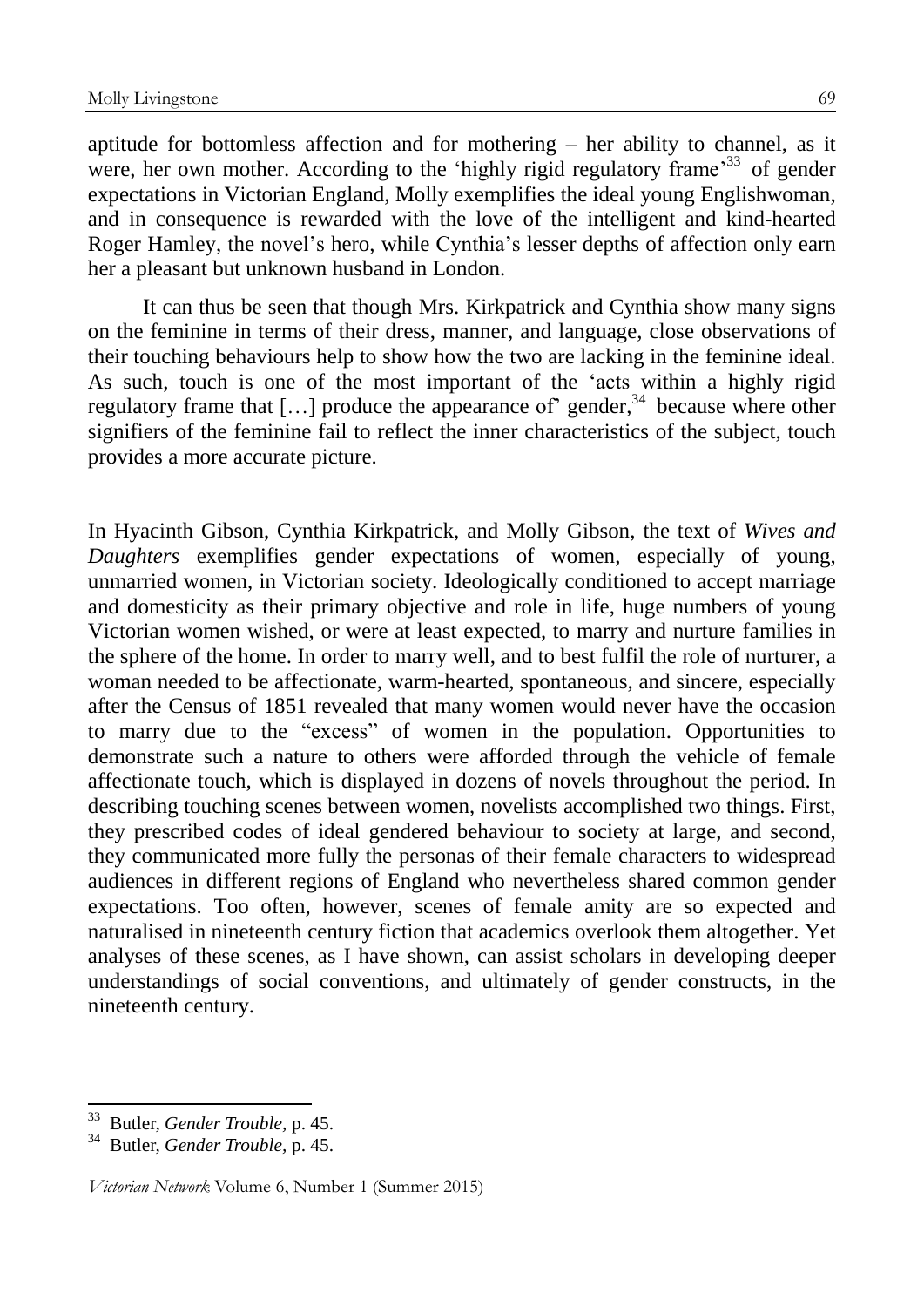aptitude for bottomless affection and for mothering – her ability to channel, as it were, her own mother. According to the 'highly rigid regulatory frame'[33] of gender expectations in Victorian England, Molly exemplifies the ideal young Englishwoman, and in consequence is rewarded with the love of the intelligent and kind-hearted Roger Hamley, the novel's hero, while Cynthia's lesser depths of affection only earn her a pleasant but unknown husband in London.

It can thus be seen that though Mrs. Kirkpatrick and Cynthia show many signs on the feminine in terms of their dress, manner, and language, close observations of their touching behaviours help to show how the two are lacking in the feminine ideal. As such, touch is one of the most important of the 'acts within a highly rigid regulatory frame that […] produce the appearance of' gender,[34] because where other signifiers of the feminine fail to reflect the inner characteristics of the subject, touch provides a more accurate picture.

In Hyacinth Gibson, Cynthia Kirkpatrick, and Molly Gibson, the text of *Wives and Daughters* exemplifies gender expectations of women, especially of young, unmarried women, in Victorian society. Ideologically conditioned to accept marriage and domesticity as their primary objective and role in life, huge numbers of young Victorian women wished, or were at least expected, to marry and nurture families in the sphere of the home. In order to marry well, and to best fulfil the role of nurturer, a woman needed to be affectionate, warm-hearted, spontaneous, and sincere, especially after the Census of 1851 revealed that many women would never have the occasion to marry due to the "excess" of women in the population. Opportunities to demonstrate such a nature to others were afforded through the vehicle of female affectionate touch, which is displayed in dozens of novels throughout the period. In describing touching scenes between women, novelists accomplished two things. First, they prescribed codes of ideal gendered behaviour to society at large, and second, they communicated more fully the personas of their female characters to widespread audiences in different regions of England who nevertheless shared common gender expectations. Too often, however, scenes of female amity are so expected and naturalised in nineteenth century fiction that academics overlook them altogether. Yet analyses of these scenes, as I have shown, can assist scholars in developing deeper understandings of social conventions, and ultimately of gender constructs, in the nineteenth century.

---

[33] Butler, *Gender Trouble*, p. 45.

[34] Butler, *Gender Trouble*, p. 45.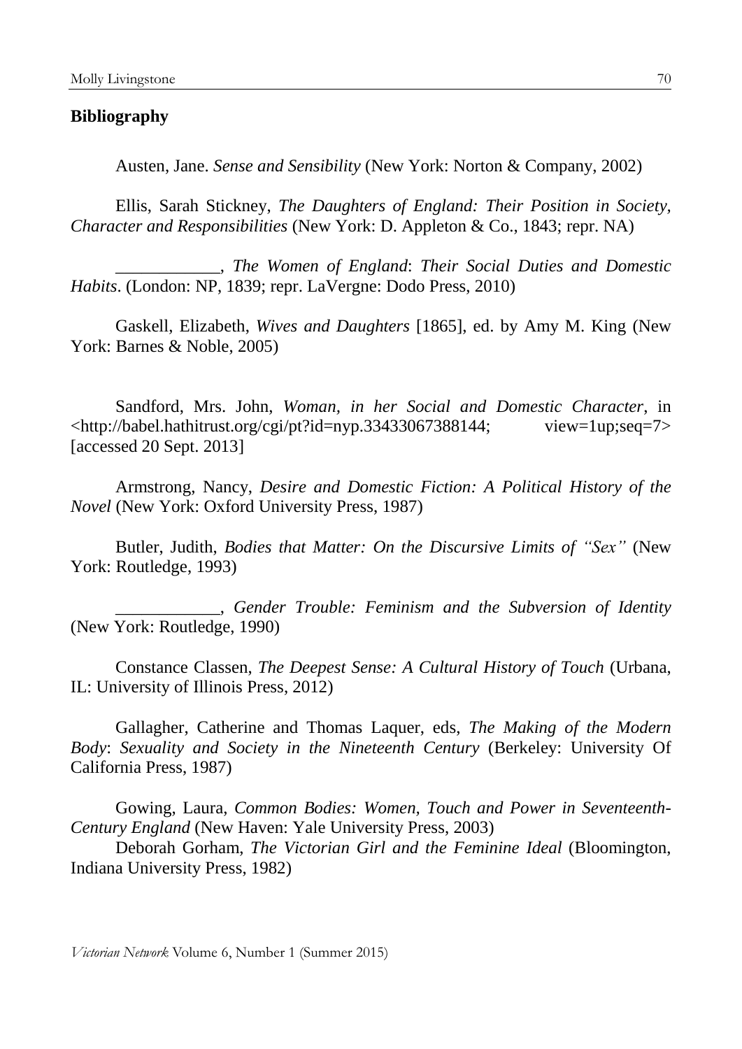**Bibliography**

Austen, Jane. *Sense and Sensibility* (New York: Norton & Company, 2002)

Ellis, Sarah Stickney, *The Daughters of England: Their Position in Society, Character and Responsibilities* (New York: D. Appleton & Co., 1843; repr. NA)

____________, *The Women of England*: *Their Social Duties and Domestic Habits*. (London: NP, 1839; repr. LaVergne: Dodo Press, 2010)

Gaskell, Elizabeth, *Wives and Daughters* [1865], ed. by Amy M. King (New York: Barnes & Noble, 2005)

Sandford, Mrs. John, *Woman, in her Social and Domestic Character*, in <http://babel.hathitrust.org/cgi/pt?id=nyp.33433067388144; view=1up;seq=7> [accessed 20 Sept. 2013]

Armstrong, Nancy, *Desire and Domestic Fiction: A Political History of the Novel* (New York: Oxford University Press, 1987)

Butler, Judith, *Bodies that Matter: On the Discursive Limits of "Sex"* (New York: Routledge, 1993)

____________, *Gender Trouble: Feminism and the Subversion of Identity* (New York: Routledge, 1990)

Constance Classen, *The Deepest Sense: A Cultural History of Touch* (Urbana, IL: University of Illinois Press, 2012)

Gallagher, Catherine and Thomas Laquer, eds, *The Making of the Modern Body*: *Sexuality and Society in the Nineteenth Century* (Berkeley: University Of California Press, 1987)

Gowing, Laura, *Common Bodies: Women, Touch and Power in Seventeenth-Century England* (New Haven: Yale University Press, 2003)

Deborah Gorham, *The Victorian Girl and the Feminine Ideal* (Bloomington, Indiana University Press, 1982)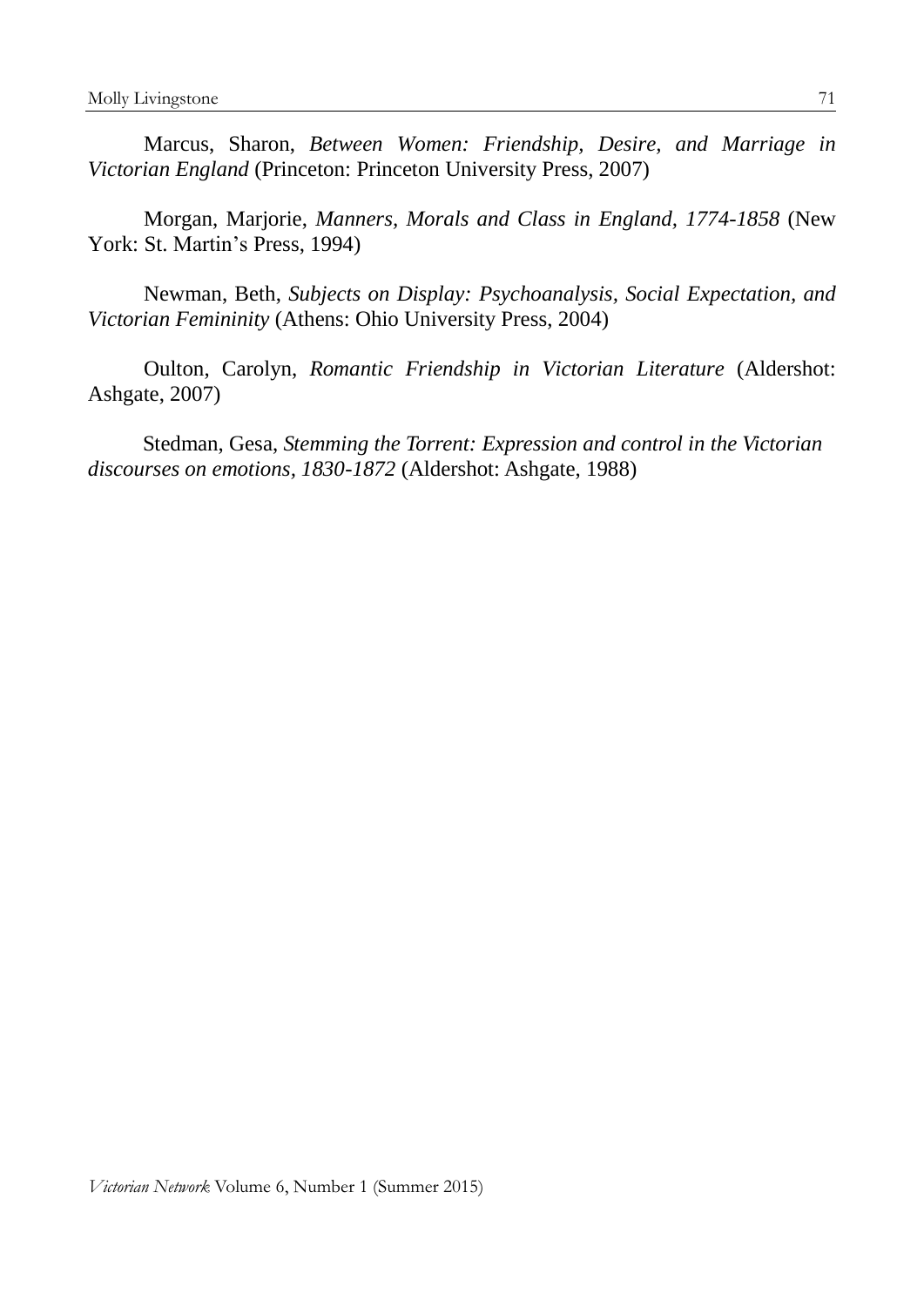Marcus, Sharon, *Between Women: Friendship, Desire, and Marriage in Victorian England* (Princeton: Princeton University Press, 2007)

Morgan, Marjorie, *Manners, Morals and Class in England, 1774-1858* (New York: St. Martin's Press, 1994)

Newman, Beth, *Subjects on Display: Psychoanalysis, Social Expectation, and Victorian Femininity* (Athens: Ohio University Press, 2004)

Oulton, Carolyn, *Romantic Friendship in Victorian Literature* (Aldershot: Ashgate, 2007)

Stedman, Gesa, *Stemming the Torrent: Expression and control in the Victorian discourses on emotions, 1830-1872* (Aldershot: Ashgate, 1988)